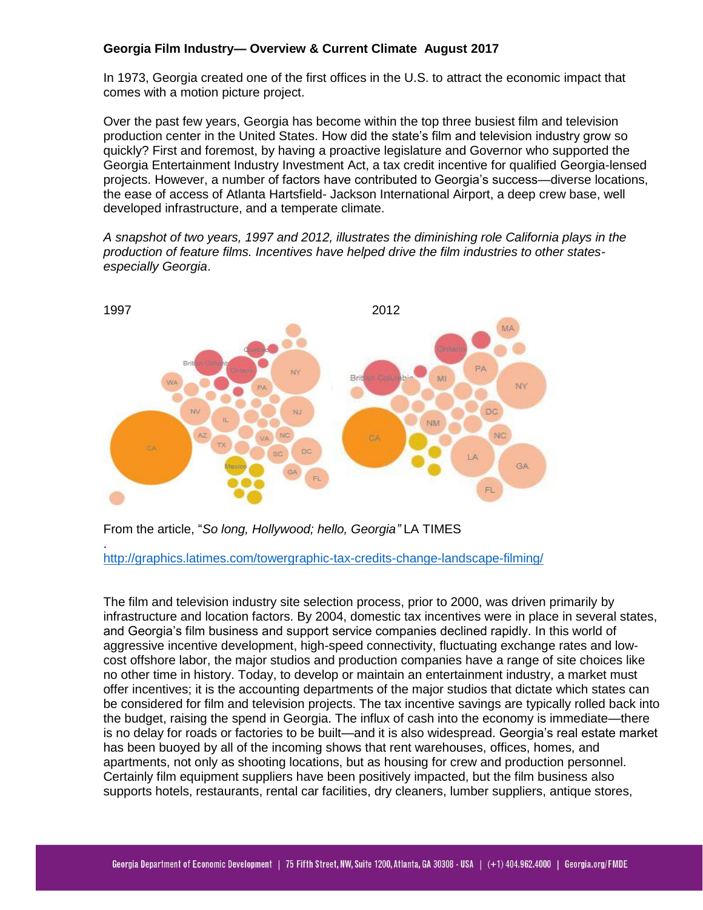**Georgia Film Industry— Overview & Current Climate August 2017**

In 1973, Georgia created one of the first offices in the U.S. to attract the economic impact that comes with a motion picture project.

Over the past few years, Georgia has become within the top three busiest film and television production center in the United States. How did the state's film and television industry grow so quickly? First and foremost, by having a proactive legislature and Governor who supported the Georgia Entertainment Industry Investment Act, a tax credit incentive for qualified Georgia-lensed projects. However, a number of factors have contributed to Georgia's success—diverse locations, the ease of access of Atlanta Hartsfield- Jackson International Airport, a deep crew base, well developed infrastructure, and a temperate climate.

*A snapshot of two years, 1997 and 2012, illustrates the diminishing role California plays in the production of feature films. Incentives have helped drive the film industries to other states- especially Georgia*.

1997 2012

From the article, "*So long, Hollywood; hello, Georgia"* LA TIMES

.
http://graphics.latimes.com/towergraphic-tax-credits-change-landscape-filming/

The film and television industry site selection process, prior to 2000, was driven primarily by infrastructure and location factors. By 2004, domestic tax incentives were in place in several states, and Georgia's film business and support service companies declined rapidly. In this world of aggressive incentive development, high-speed connectivity, fluctuating exchange rates and low-cost offshore labor, the major studios and production companies have a range of site choices like no other time in history. Today, to develop or maintain an entertainment industry, a market must offer incentives; it is the accounting departments of the major studios that dictate which states can be considered for film and television projects. The tax incentive savings are typically rolled back into the budget, raising the spend in Georgia. The influx of cash into the economy is immediate—there is no delay for roads or factories to be built—and it is also widespread. Georgia's real estate market has been buoyed by all of the incoming shows that rent warehouses, offices, homes, and apartments, not only as shooting locations, but as housing for crew and production personnel. Certainly film equipment suppliers have been positively impacted, but the film business also supports hotels, restaurants, rental car facilities, dry cleaners, lumber suppliers, antique stores,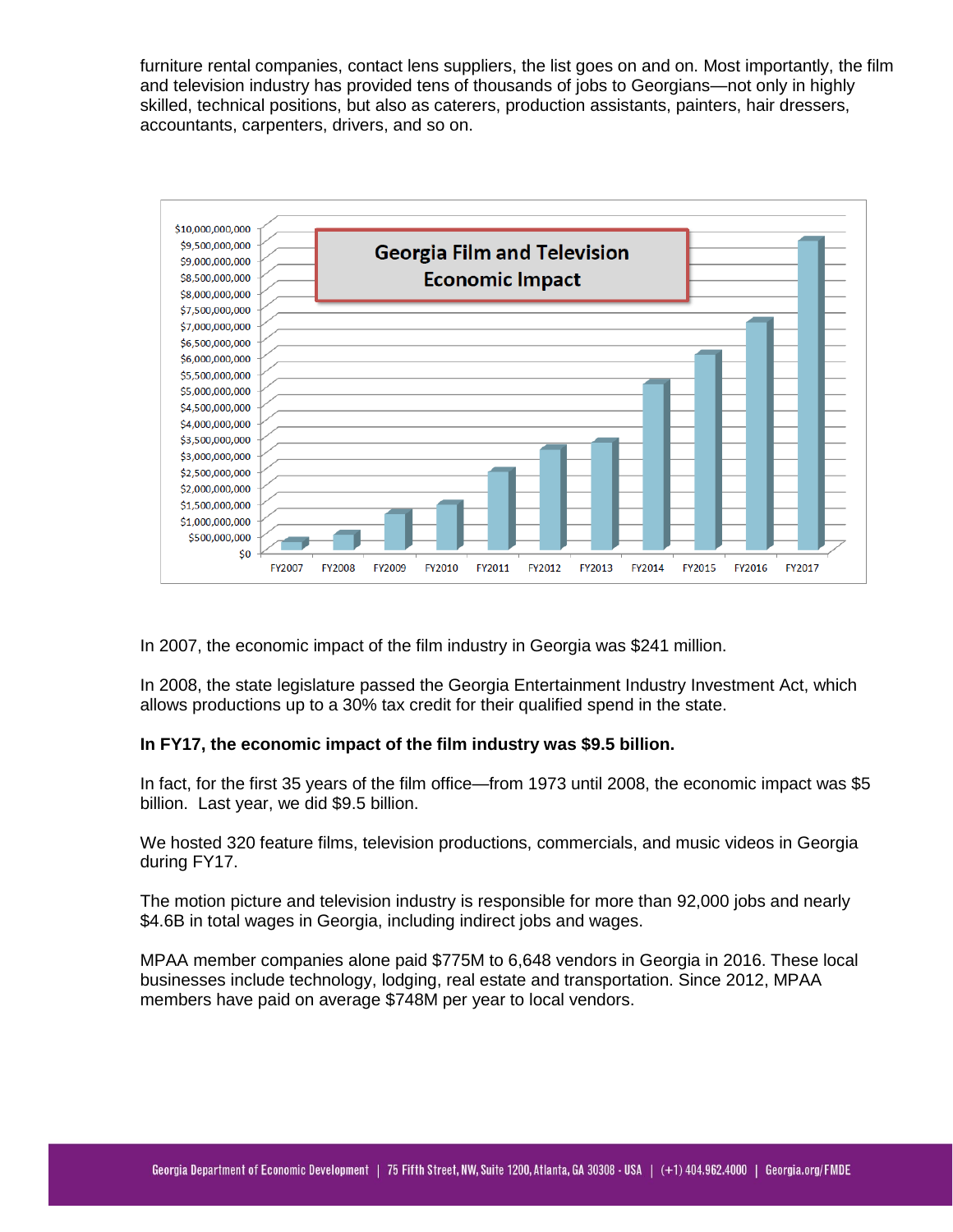furniture rental companies, contact lens suppliers, the list goes on and on. Most importantly, the film and television industry has provided tens of thousands of jobs to Georgians—not only in highly skilled, technical positions, but also as caterers, production assistants, painters, hair dressers, accountants, carpenters, drivers, and so on.

In 2007, the economic impact of the film industry in Georgia was $241 million.

In 2008, the state legislature passed the Georgia Entertainment Industry Investment Act, which allows productions up to a 30% tax credit for their qualified spend in the state.

**In FY17, the economic impact of the film industry was $9.5 billion.**

In fact, for the first 35 years of the film office—from 1973 until 2008, the economic impact was $5 billion. Last year, we did $9.5 billion.

We hosted 320 feature films, television productions, commercials, and music videos in Georgia during FY17.

The motion picture and television industry is responsible for more than 92,000 jobs and nearly $4.6B in total wages in Georgia, including indirect jobs and wages.

MPAA member companies alone paid $775M to 6,648 vendors in Georgia in 2016. These local businesses include technology, lodging, real estate and transportation. Since 2012, MPAA members have paid on average $748M per year to local vendors.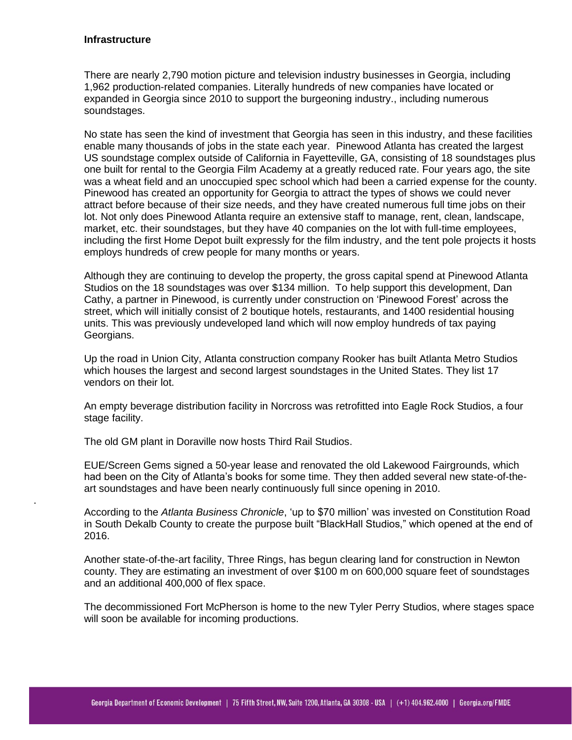**Infrastructure**

There are nearly 2,790 motion picture and television industry businesses in Georgia, including 1,962 production-related companies. Literally hundreds of new companies have located or expanded in Georgia since 2010 to support the burgeoning industry., including numerous soundstages.

No state has seen the kind of investment that Georgia has seen in this industry, and these facilities enable many thousands of jobs in the state each year. Pinewood Atlanta has created the largest US soundstage complex outside of California in Fayetteville, GA, consisting of 18 soundstages plus one built for rental to the Georgia Film Academy at a greatly reduced rate. Four years ago, the site was a wheat field and an unoccupied spec school which had been a carried expense for the county. Pinewood has created an opportunity for Georgia to attract the types of shows we could never attract before because of their size needs, and they have created numerous full time jobs on their lot. Not only does Pinewood Atlanta require an extensive staff to manage, rent, clean, landscape, market, etc. their soundstages, but they have 40 companies on the lot with full-time employees, including the first Home Depot built expressly for the film industry, and the tent pole projects it hosts employs hundreds of crew people for many months or years.

Although they are continuing to develop the property, the gross capital spend at Pinewood Atlanta Studios on the 18 soundstages was over $134 million. To help support this development, Dan Cathy, a partner in Pinewood, is currently under construction on 'Pinewood Forest' across the street, which will initially consist of 2 boutique hotels, restaurants, and 1400 residential housing units. This was previously undeveloped land which will now employ hundreds of tax paying Georgians.

Up the road in Union City, Atlanta construction company Rooker has built Atlanta Metro Studios which houses the largest and second largest soundstages in the United States. They list 17 vendors on their lot.

An empty beverage distribution facility in Norcross was retrofitted into Eagle Rock Studios, a four stage facility.

The old GM plant in Doraville now hosts Third Rail Studios.

EUE/Screen Gems signed a 50-year lease and renovated the old Lakewood Fairgrounds, which had been on the City of Atlanta's books for some time. They then added several new state-of-the-art soundstages and have been nearly continuously full since opening in 2010.

According to the *Atlanta Business Chronicle*, 'up to $70 million' was invested on Constitution Road in South Dekalb County to create the purpose built "BlackHall Studios," which opened at the end of 2016.

Another state-of-the-art facility, Three Rings, has begun clearing land for construction in Newton county. They are estimating an investment of over $100 m on 600,000 square feet of soundstages and an additional 400,000 of flex space.

The decommissioned Fort McPherson is home to the new Tyler Perry Studios, where stages space will soon be available for incoming productions.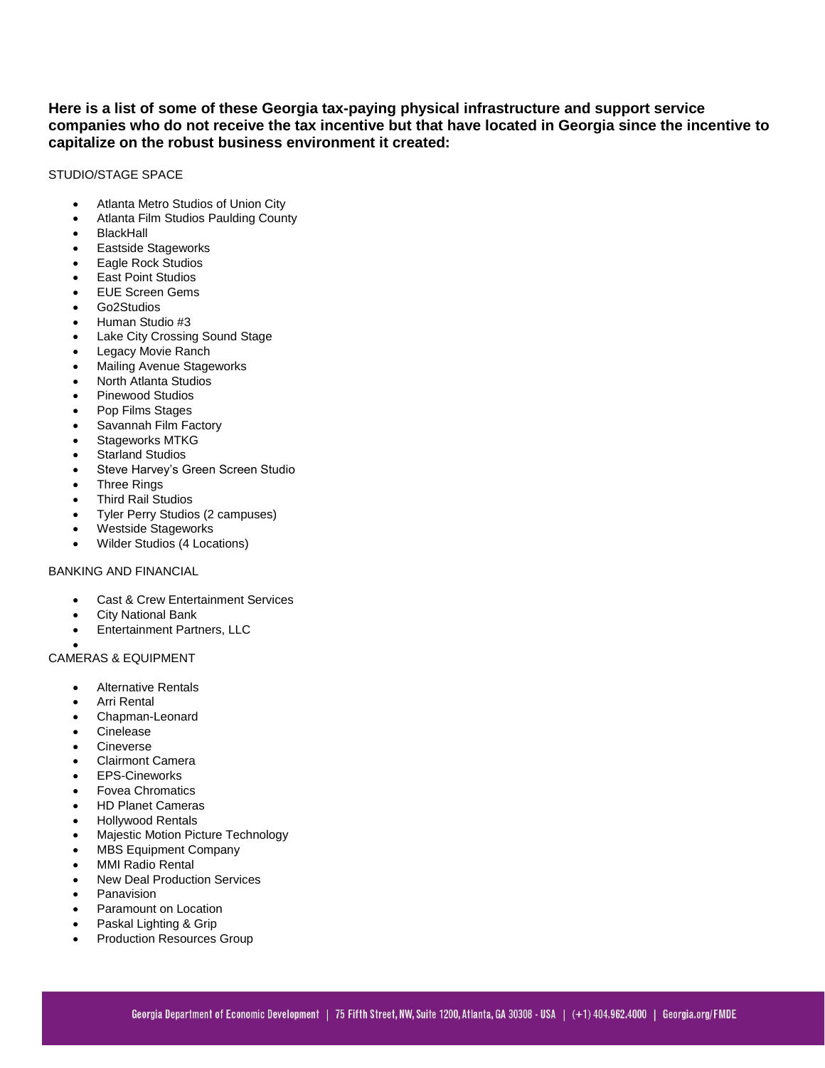**Here is a list of some of these Georgia tax-paying physical infrastructure and support service companies who do not receive the tax incentive but that have located in Georgia since the incentive to capitalize on the robust business environment it created:**

STUDIO/STAGE SPACE

- Atlanta Metro Studios of Union City
- Atlanta Film Studios Paulding County
- BlackHall
- Eastside Stageworks
- Eagle Rock Studios
- East Point Studios
- EUE Screen Gems
- Go2Studios
- Human Studio #3
- Lake City Crossing Sound Stage
- Legacy Movie Ranch
- Mailing Avenue Stageworks
- North Atlanta Studios
- Pinewood Studios
- Pop Films Stages
- Savannah Film Factory
- Stageworks MTKG
- Starland Studios
- Steve Harvey's Green Screen Studio
- Three Rings
- Third Rail Studios
- Tyler Perry Studios (2 campuses)
- Westside Stageworks
- Wilder Studios (4 Locations)

BANKING AND FINANCIAL

- Cast & Crew Entertainment Services
- City National Bank
- Entertainment Partners, LLC

CAMERAS & EQUIPMENT

- Alternative Rentals
- Arri Rental
- Chapman-Leonard
- Cinelease
- Cineverse
- Clairmont Camera
- EPS-Cineworks
- Fovea Chromatics
- HD Planet Cameras
- Hollywood Rentals
- Majestic Motion Picture Technology
- MBS Equipment Company
- MMI Radio Rental
- New Deal Production Services
- Panavision
- Paramount on Location
- Paskal Lighting & Grip
- Production Resources Group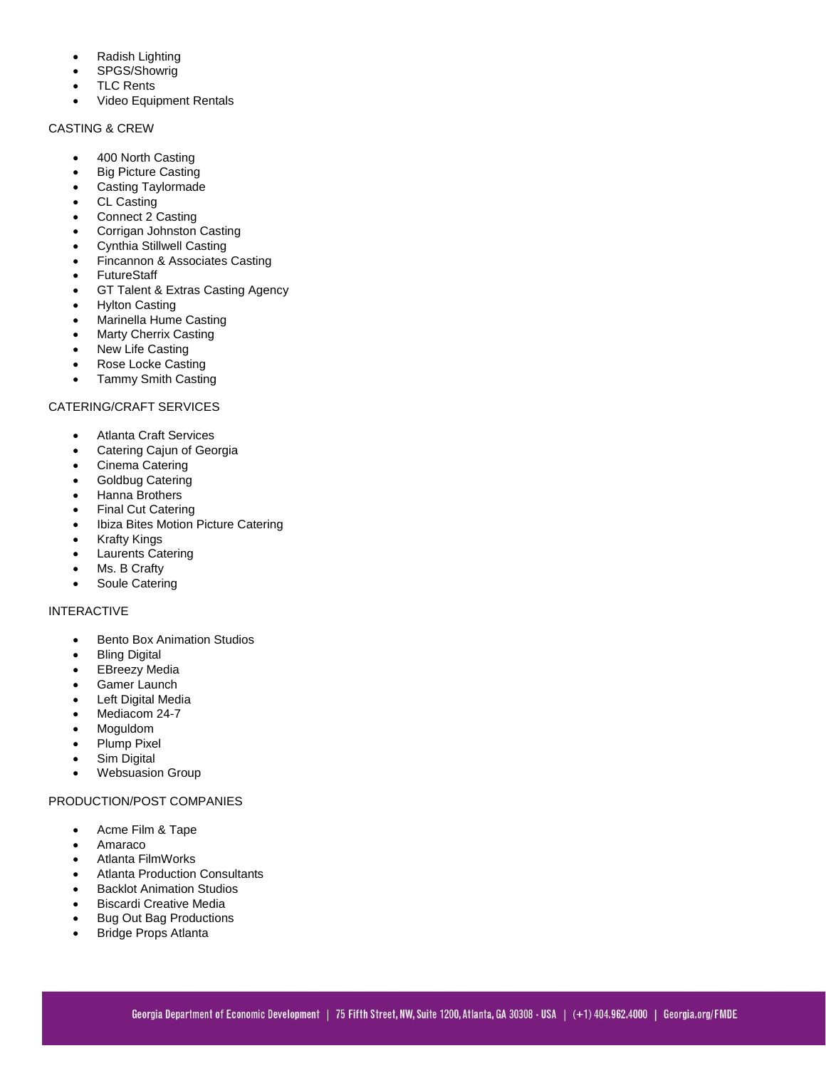- Radish Lighting
- SPGS/Showrig
- TLC Rents
- Video Equipment Rentals

## CASTING & CREW

- 400 North Casting
- Big Picture Casting
- Casting Taylormade
- CL Casting
- Connect 2 Casting
- Corrigan Johnston Casting
- Cynthia Stillwell Casting
- Fincannon & Associates Casting
- FutureStaff
- GT Talent & Extras Casting Agency
- Hylton Casting
- Marinella Hume Casting
- Marty Cherrix Casting
- New Life Casting
- Rose Locke Casting
- Tammy Smith Casting

## CATERING/CRAFT SERVICES

- Atlanta Craft Services
- Catering Cajun of Georgia
- Cinema Catering
- Goldbug Catering
- Hanna Brothers
- Final Cut Catering
- Ibiza Bites Motion Picture Catering
- Krafty Kings
- Laurents Catering
- Ms. B Crafty
- Soule Catering

## INTERACTIVE

- Bento Box Animation Studios
- Bling Digital
- EBreezy Media
- Gamer Launch
- Left Digital Media
- Mediacom 24-7
- Moguldom
- Plump Pixel
- Sim Digital
- Websuasion Group

## PRODUCTION/POST COMPANIES

- Acme Film & Tape
- Amaraco
- Atlanta FilmWorks
- Atlanta Production Consultants
- Backlot Animation Studios
- Biscardi Creative Media
- Bug Out Bag Productions
- Bridge Props Atlanta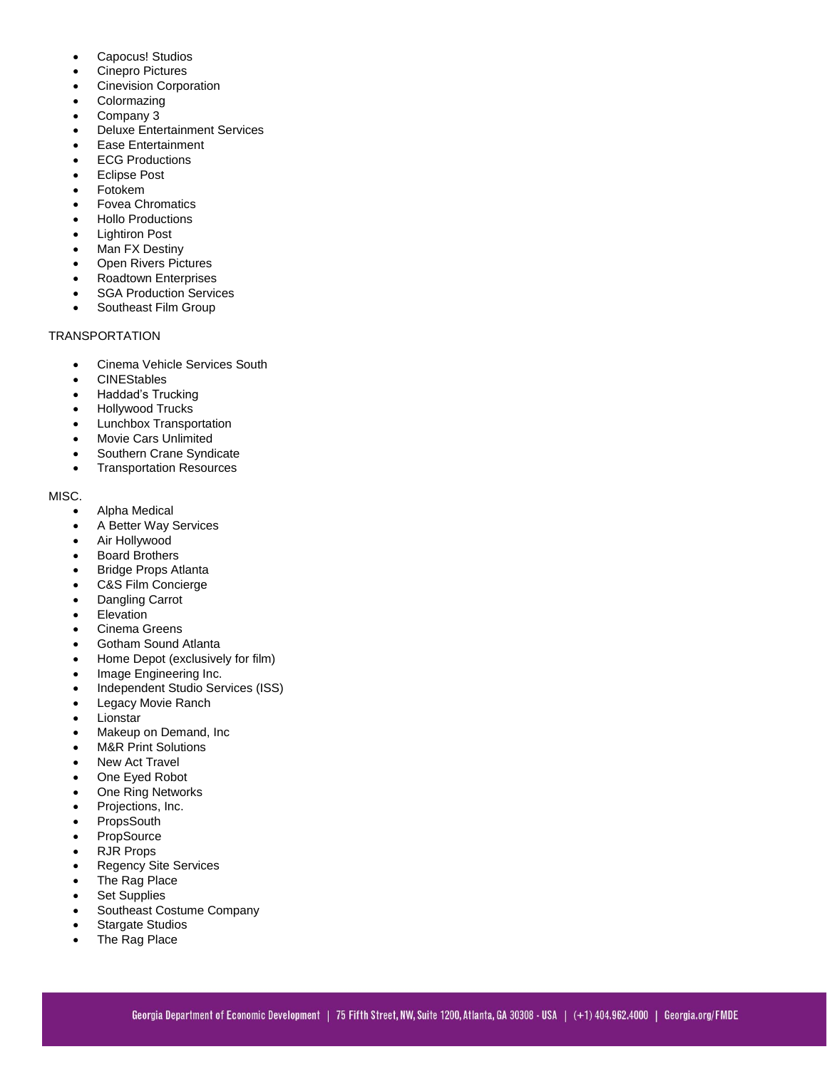- Capocus! Studios
- Cinepro Pictures
- Cinevision Corporation
- Colormazing
- Company 3
- Deluxe Entertainment Services
- Ease Entertainment
- ECG Productions
- Eclipse Post
- Fotokem
- Fovea Chromatics
- Hollo Productions
- Lightiron Post
- Man FX Destiny
- Open Rivers Pictures
- Roadtown Enterprises
- SGA Production Services
- Southeast Film Group

TRANSPORTATION

- Cinema Vehicle Services South
- CINEStables
- Haddad's Trucking
- Hollywood Trucks
- Lunchbox Transportation
- Movie Cars Unlimited
- Southern Crane Syndicate
- Transportation Resources

MISC.

- Alpha Medical
- A Better Way Services
- Air Hollywood
- Board Brothers
- Bridge Props Atlanta
- C&S Film Concierge
- Dangling Carrot
- Elevation
- Cinema Greens
- Gotham Sound Atlanta
- Home Depot (exclusively for film)
- Image Engineering Inc.
- Independent Studio Services (ISS)
- Legacy Movie Ranch
- Lionstar
- Makeup on Demand, Inc
- M&R Print Solutions
- New Act Travel
- One Eyed Robot
- One Ring Networks
- Projections, Inc.
- PropsSouth
- PropSource
- RJR Props
- Regency Site Services
- The Rag Place
- Set Supplies
- Southeast Costume Company
- Stargate Studios
- The Rag Place

Georgia Department of Economic Development | 75 Fifth Street, NW, Suite 1200, Atlanta, GA 30308 - USA | (+1) 404.962.4000 | Georgia.org/FMDE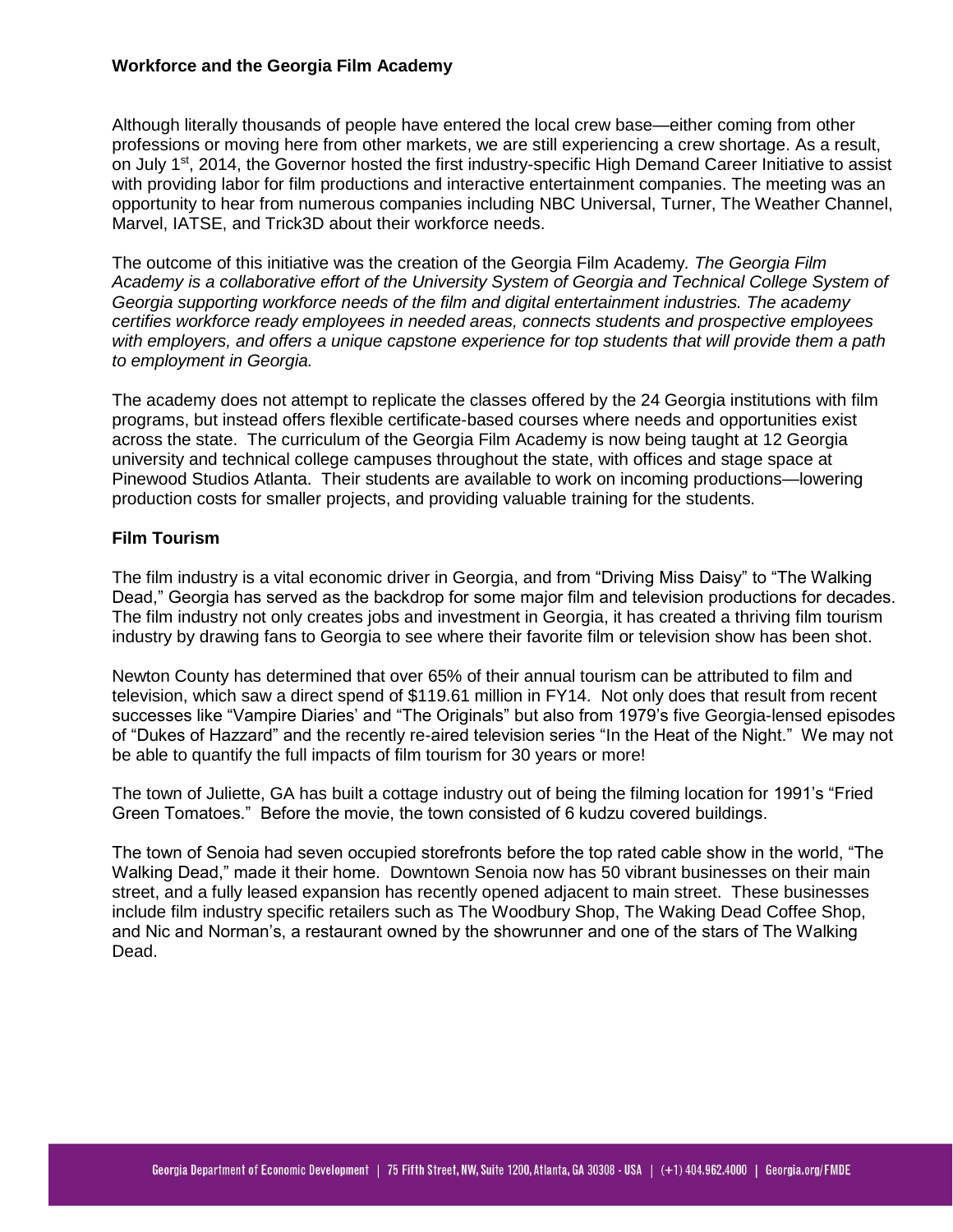**Workforce and the Georgia Film Academy**

Although literally thousands of people have entered the local crew base—either coming from other professions or moving here from other markets, we are still experiencing a crew shortage. As a result, on July 1st, 2014, the Governor hosted the first industry-specific High Demand Career Initiative to assist with providing labor for film productions and interactive entertainment companies. The meeting was an opportunity to hear from numerous companies including NBC Universal, Turner, The Weather Channel, Marvel, IATSE, and Trick3D about their workforce needs.

The outcome of this initiative was the creation of the Georgia Film Academy. *The Georgia Film Academy is a collaborative effort of the University System of Georgia and Technical College System of Georgia supporting workforce needs of the film and digital entertainment industries. The academy certifies workforce ready employees in needed areas, connects students and prospective employees with employers, and offers a unique capstone experience for top students that will provide them a path to employment in Georgia.*

The academy does not attempt to replicate the classes offered by the 24 Georgia institutions with film programs, but instead offers flexible certificate-based courses where needs and opportunities exist across the state. The curriculum of the Georgia Film Academy is now being taught at 12 Georgia university and technical college campuses throughout the state, with offices and stage space at Pinewood Studios Atlanta. Their students are available to work on incoming productions—lowering production costs for smaller projects, and providing valuable training for the students.

**Film Tourism**

The film industry is a vital economic driver in Georgia, and from "Driving Miss Daisy" to "The Walking Dead," Georgia has served as the backdrop for some major film and television productions for decades. The film industry not only creates jobs and investment in Georgia, it has created a thriving film tourism industry by drawing fans to Georgia to see where their favorite film or television show has been shot.

Newton County has determined that over 65% of their annual tourism can be attributed to film and television, which saw a direct spend of $119.61 million in FY14. Not only does that result from recent successes like "Vampire Diaries' and "The Originals" but also from 1979's five Georgia-lensed episodes of "Dukes of Hazzard" and the recently re-aired television series "In the Heat of the Night." We may not be able to quantify the full impacts of film tourism for 30 years or more!

The town of Juliette, GA has built a cottage industry out of being the filming location for 1991's "Fried Green Tomatoes." Before the movie, the town consisted of 6 kudzu covered buildings.

The town of Senoia had seven occupied storefronts before the top rated cable show in the world, "The Walking Dead," made it their home. Downtown Senoia now has 50 vibrant businesses on their main street, and a fully leased expansion has recently opened adjacent to main street. These businesses include film industry specific retailers such as The Woodbury Shop, The Waking Dead Coffee Shop, and Nic and Norman's, a restaurant owned by the showrunner and one of the stars of The Walking Dead.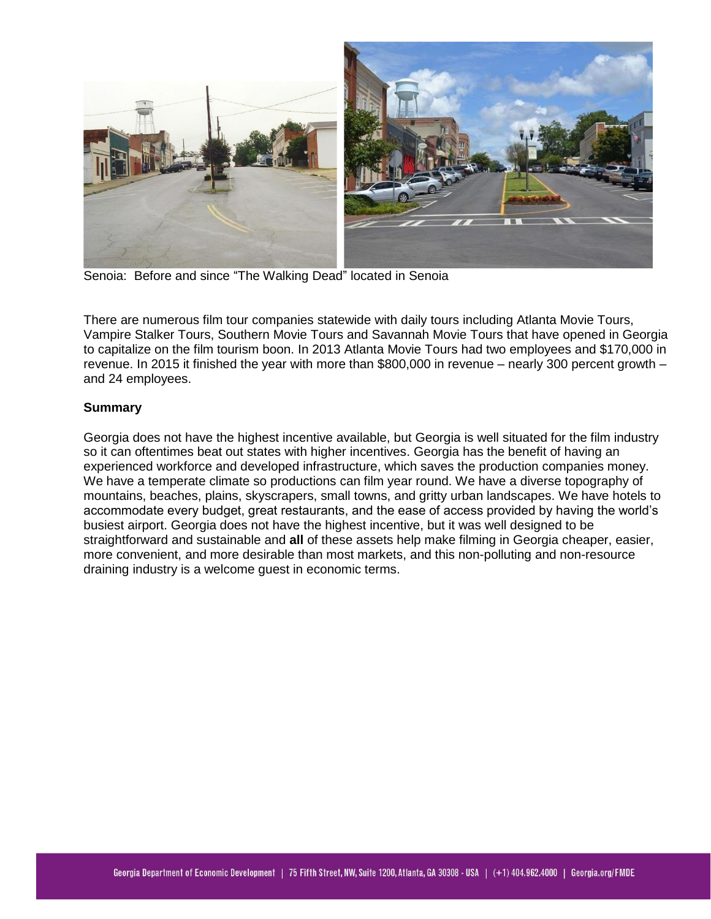Senoia: Before and since “The Walking Dead” located in Senoia

There are numerous film tour companies statewide with daily tours including Atlanta Movie Tours, Vampire Stalker Tours, Southern Movie Tours and Savannah Movie Tours that have opened in Georgia to capitalize on the film tourism boon. In 2013 Atlanta Movie Tours had two employees and $170,000 in revenue. In 2015 it finished the year with more than $800,000 in revenue – nearly 300 percent growth – and 24 employees.

**Summary**

Georgia does not have the highest incentive available, but Georgia is well situated for the film industry so it can oftentimes beat out states with higher incentives. Georgia has the benefit of having an experienced workforce and developed infrastructure, which saves the production companies money. We have a temperate climate so productions can film year round. We have a diverse topography of mountains, beaches, plains, skyscrapers, small towns, and gritty urban landscapes. We have hotels to accommodate every budget, great restaurants, and the ease of access provided by having the world’s busiest airport. Georgia does not have the highest incentive, but it was well designed to be straightforward and sustainable and **all** of these assets help make filming in Georgia cheaper, easier, more convenient, and more desirable than most markets, and this non-polluting and non-resource draining industry is a welcome guest in economic terms.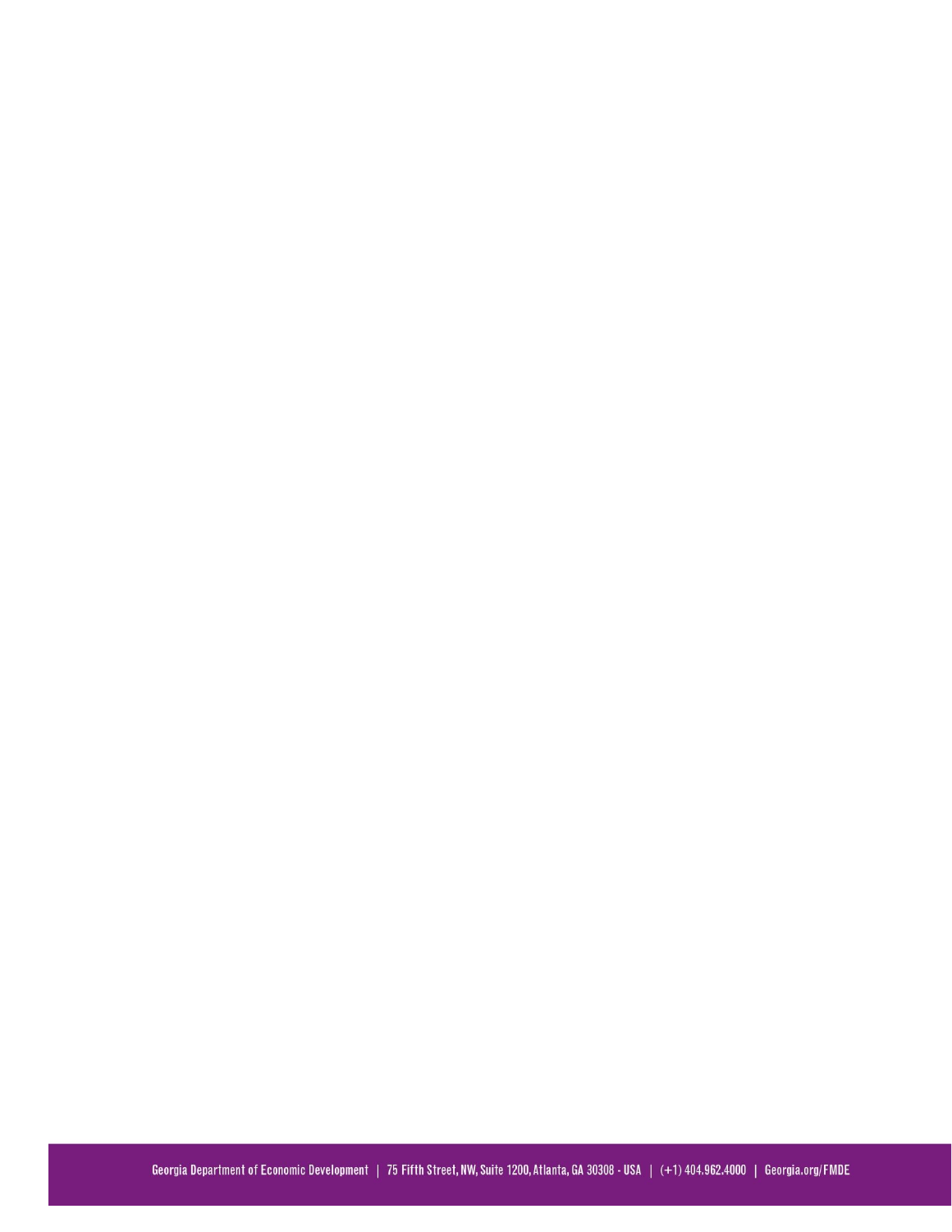Georgia Department of Economic Development | 75 Fifth Street, NW, Suite 1200, Atlanta, GA 30308 - USA | (+1) 404.962.4000 | Georgia.org/FMDE